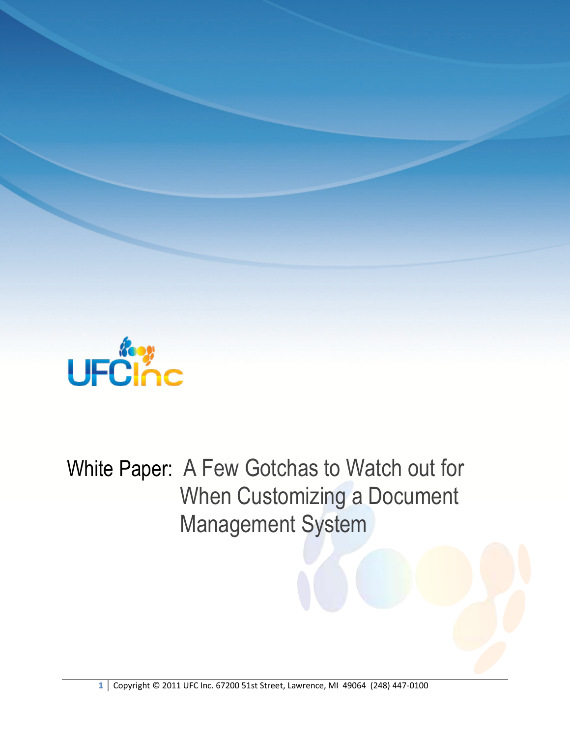UFCInc

# White Paper: A Few Gotchas to Watch out for When Customizing a Document Management System

Copyright © 2011 UFC Inc. 67200 51st Street, Lawrence, MI 49064 (248) 447-0100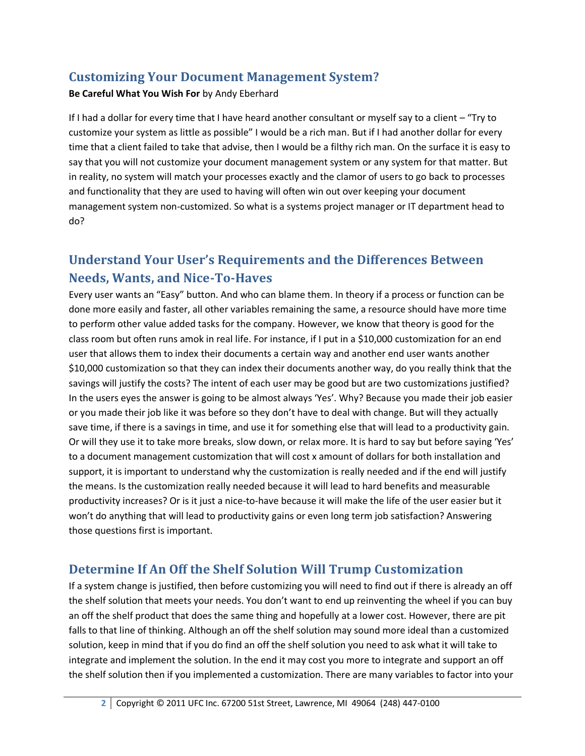## Customizing Your Document Management System?

**Be Careful What You Wish For** by Andy Eberhard

If I had a dollar for every time that I have heard another consultant or myself say to a client – "Try to customize your system as little as possible" I would be a rich man. But if I had another dollar for every time that a client failed to take that advise, then I would be a filthy rich man. On the surface it is easy to say that you will not customize your document management system or any system for that matter. But in reality, no system will match your processes exactly and the clamor of users to go back to processes and functionality that they are used to having will often win out over keeping your document management system non-customized. So what is a systems project manager or IT department head to do?

## Understand Your User's Requirements and the Differences Between Needs, Wants, and Nice-To-Haves

Every user wants an "Easy" button. And who can blame them. In theory if a process or function can be done more easily and faster, all other variables remaining the same, a resource should have more time to perform other value added tasks for the company. However, we know that theory is good for the class room but often runs amok in real life. For instance, if I put in a $10,000 customization for an end user that allows them to index their documents a certain way and another end user wants another $10,000 customization so that they can index their documents another way, do you really think that the savings will justify the costs? The intent of each user may be good but are two customizations justified? In the users eyes the answer is going to be almost always 'Yes'. Why? Because you made their job easier or you made their job like it was before so they don't have to deal with change. But will they actually save time, if there is a savings in time, and use it for something else that will lead to a productivity gain. Or will they use it to take more breaks, slow down, or relax more. It is hard to say but before saying 'Yes' to a document management customization that will cost x amount of dollars for both installation and support, it is important to understand why the customization is really needed and if the end will justify the means. Is the customization really needed because it will lead to hard benefits and measurable productivity increases? Or is it just a nice-to-have because it will make the life of the user easier but it won't do anything that will lead to productivity gains or even long term job satisfaction? Answering those questions first is important.

## Determine If An Off the Shelf Solution Will Trump Customization

If a system change is justified, then before customizing you will need to find out if there is already an off the shelf solution that meets your needs. You don't want to end up reinventing the wheel if you can buy an off the shelf product that does the same thing and hopefully at a lower cost. However, there are pit falls to that line of thinking. Although an off the shelf solution may sound more ideal than a customized solution, keep in mind that if you do find an off the shelf solution you need to ask what it will take to integrate and implement the solution. In the end it may cost you more to integrate and support an off the shelf solution then if you implemented a customization. There are many variables to factor into your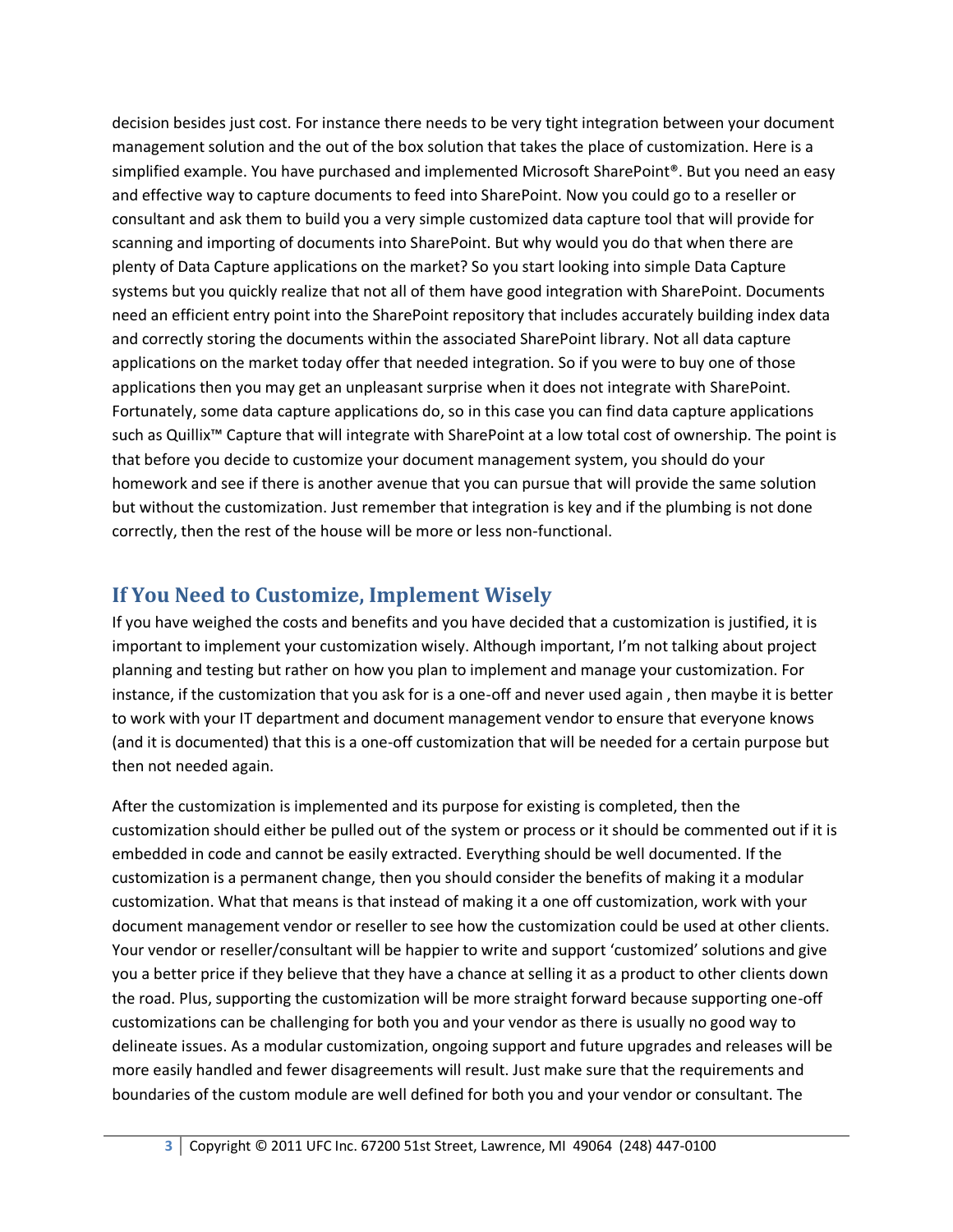decision besides just cost. For instance there needs to be very tight integration between your document management solution and the out of the box solution that takes the place of customization. Here is a simplified example. You have purchased and implemented Microsoft SharePoint®. But you need an easy and effective way to capture documents to feed into SharePoint. Now you could go to a reseller or consultant and ask them to build you a very simple customized data capture tool that will provide for scanning and importing of documents into SharePoint. But why would you do that when there are plenty of Data Capture applications on the market? So you start looking into simple Data Capture systems but you quickly realize that not all of them have good integration with SharePoint. Documents need an efficient entry point into the SharePoint repository that includes accurately building index data and correctly storing the documents within the associated SharePoint library. Not all data capture applications on the market today offer that needed integration. So if you were to buy one of those applications then you may get an unpleasant surprise when it does not integrate with SharePoint. Fortunately, some data capture applications do, so in this case you can find data capture applications such as Quillix™ Capture that will integrate with SharePoint at a low total cost of ownership. The point is that before you decide to customize your document management system, you should do your homework and see if there is another avenue that you can pursue that will provide the same solution but without the customization. Just remember that integration is key and if the plumbing is not done correctly, then the rest of the house will be more or less non-functional.

## If You Need to Customize, Implement Wisely

If you have weighed the costs and benefits and you have decided that a customization is justified, it is important to implement your customization wisely. Although important, I'm not talking about project planning and testing but rather on how you plan to implement and manage your customization. For instance, if the customization that you ask for is a one-off and never used again , then maybe it is better to work with your IT department and document management vendor to ensure that everyone knows (and it is documented) that this is a one-off customization that will be needed for a certain purpose but then not needed again.

After the customization is implemented and its purpose for existing is completed, then the customization should either be pulled out of the system or process or it should be commented out if it is embedded in code and cannot be easily extracted. Everything should be well documented. If the customization is a permanent change, then you should consider the benefits of making it a modular customization. What that means is that instead of making it a one off customization, work with your document management vendor or reseller to see how the customization could be used at other clients. Your vendor or reseller/consultant will be happier to write and support 'customized' solutions and give you a better price if they believe that they have a chance at selling it as a product to other clients down the road. Plus, supporting the customization will be more straight forward because supporting one-off customizations can be challenging for both you and your vendor as there is usually no good way to delineate issues. As a modular customization, ongoing support and future upgrades and releases will be more easily handled and fewer disagreements will result. Just make sure that the requirements and boundaries of the custom module are well defined for both you and your vendor or consultant. The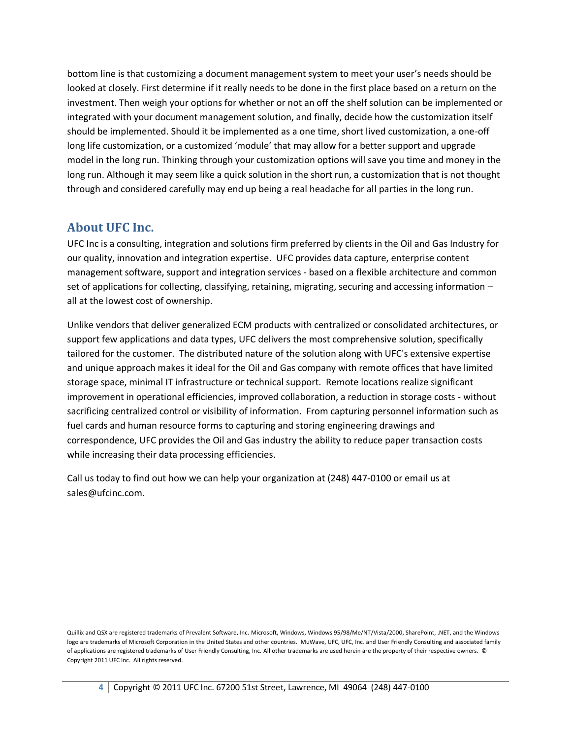bottom line is that customizing a document management system to meet your user's needs should be looked at closely. First determine if it really needs to be done in the first place based on a return on the investment. Then weigh your options for whether or not an off the shelf solution can be implemented or integrated with your document management solution, and finally, decide how the customization itself should be implemented. Should it be implemented as a one time, short lived customization, a one-off long life customization, or a customized 'module' that may allow for a better support and upgrade model in the long run. Thinking through your customization options will save you time and money in the long run. Although it may seem like a quick solution in the short run, a customization that is not thought through and considered carefully may end up being a real headache for all parties in the long run.

## About UFC Inc.

UFC Inc is a consulting, integration and solutions firm preferred by clients in the Oil and Gas Industry for our quality, innovation and integration expertise. UFC provides data capture, enterprise content management software, support and integration services - based on a flexible architecture and common set of applications for collecting, classifying, retaining, migrating, securing and accessing information – all at the lowest cost of ownership.

Unlike vendors that deliver generalized ECM products with centralized or consolidated architectures, or support few applications and data types, UFC delivers the most comprehensive solution, specifically tailored for the customer. The distributed nature of the solution along with UFC's extensive expertise and unique approach makes it ideal for the Oil and Gas company with remote offices that have limited storage space, minimal IT infrastructure or technical support. Remote locations realize significant improvement in operational efficiencies, improved collaboration, a reduction in storage costs - without sacrificing centralized control or visibility of information. From capturing personnel information such as fuel cards and human resource forms to capturing and storing engineering drawings and correspondence, UFC provides the Oil and Gas industry the ability to reduce paper transaction costs while increasing their data processing efficiencies.

Call us today to find out how we can help your organization at (248) 447-0100 or email us at sales@ufcinc.com.

Quillix and QSX are registered trademarks of Prevalent Software, Inc. Microsoft, Windows, Windows 95/98/Me/NT/Vista/2000, SharePoint, .NET, and the Windows logo are trademarks of Microsoft Corporation in the United States and other countries. MuWave, UFC, UFC, Inc. and User Friendly Consulting and associated family of applications are registered trademarks of User Friendly Consulting, Inc. All other trademarks are used herein are the property of their respective owners. © Copyright 2011 UFC Inc. All rights reserved.